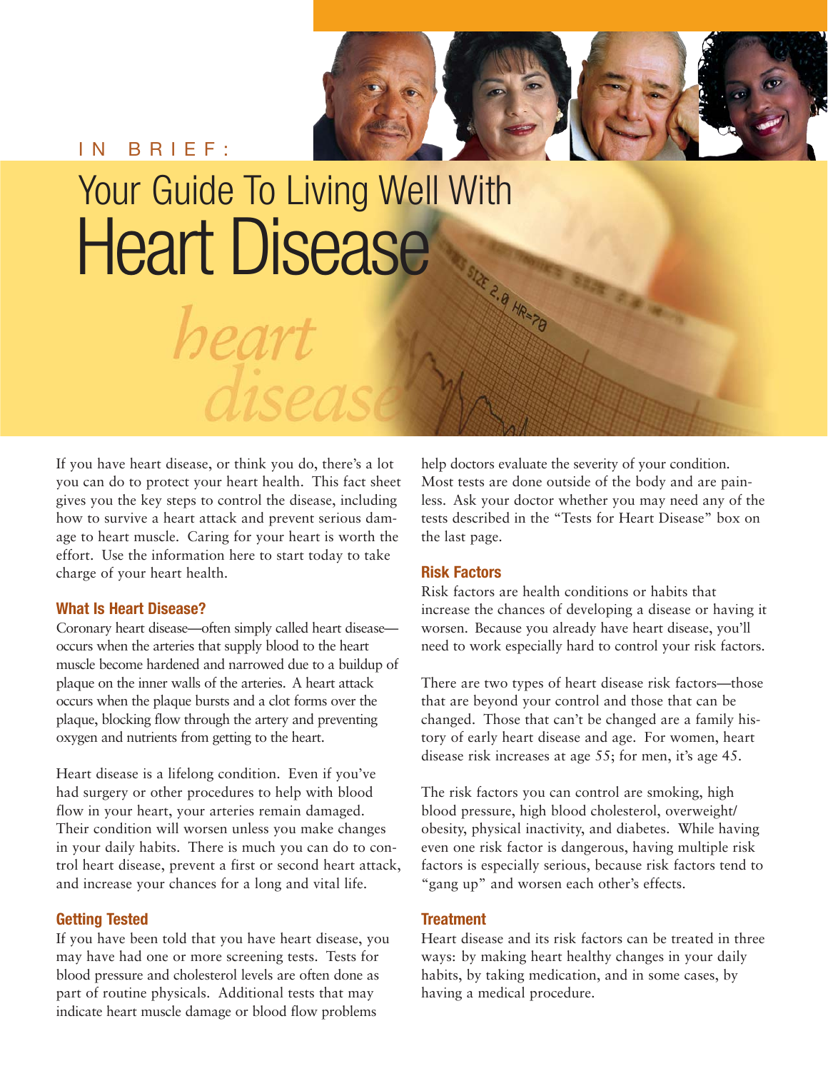IN BRIEF:

# Your Guide To Living Well With Heart Disease

If you have heart disease, or think you do, there's a lot you can do to protect your heart health. This fact sheet gives you the key steps to control the disease, including how to survive a heart attack and prevent serious damage to heart muscle. Caring for your heart is worth the effort. Use the information here to start today to take charge of your heart health.

## What Is Heart Disease?

Coronary heart disease—often simply called heart disease—occurs when the arteries that supply blood to the heart muscle become hardened and narrowed due to a buildup of plaque on the inner walls of the arteries. A heart attack occurs when the plaque bursts and a clot forms over the plaque, blocking flow through the artery and preventing oxygen and nutrients from getting to the heart.

Heart disease is a lifelong condition. Even if you've had surgery or other procedures to help with blood flow in your heart, your arteries remain damaged. Their condition will worsen unless you make changes in your daily habits. There is much you can do to control heart disease, prevent a first or second heart attack, and increase your chances for a long and vital life.

## Getting Tested

If you have been told that you have heart disease, you may have had one or more screening tests. Tests for blood pressure and cholesterol levels are often done as part of routine physicals. Additional tests that may indicate heart muscle damage or blood flow problems help doctors evaluate the severity of your condition. Most tests are done outside of the body and are painless. Ask your doctor whether you may need any of the tests described in the "Tests for Heart Disease" box on the last page.

## Risk Factors

Risk factors are health conditions or habits that increase the chances of developing a disease or having it worsen. Because you already have heart disease, you'll need to work especially hard to control your risk factors.

There are two types of heart disease risk factors—those that are beyond your control and those that can be changed. Those that can't be changed are a family history of early heart disease and age. For women, heart disease risk increases at age 55; for men, it's age 45.

The risk factors you can control are smoking, high blood pressure, high blood cholesterol, overweight/obesity, physical inactivity, and diabetes. While having even one risk factor is dangerous, having multiple risk factors is especially serious, because risk factors tend to "gang up" and worsen each other's effects.

## Treatment

Heart disease and its risk factors can be treated in three ways: by making heart healthy changes in your daily habits, by taking medication, and in some cases, by having a medical procedure.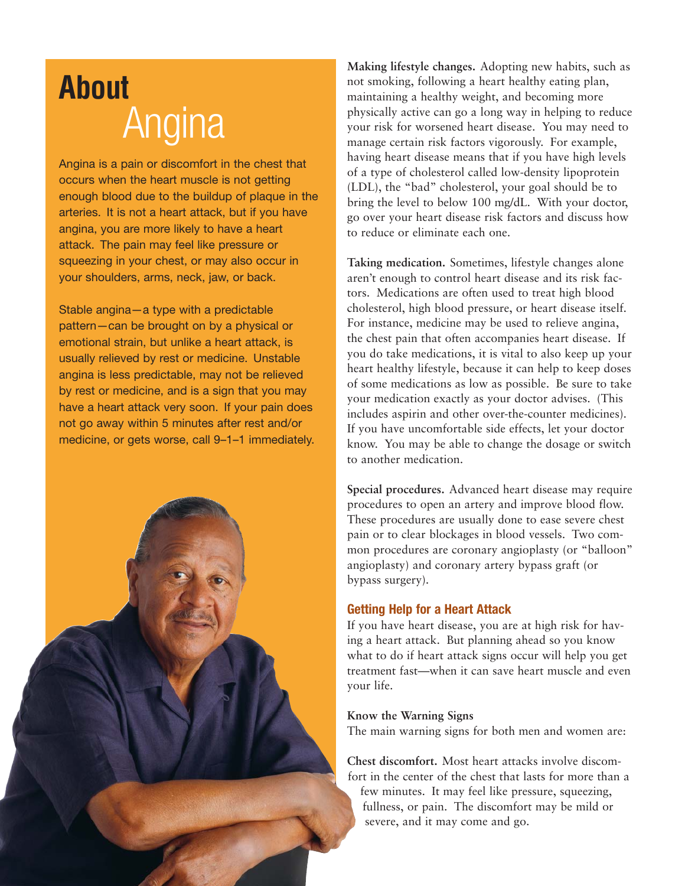# About Angina

Angina is a pain or discomfort in the chest that occurs when the heart muscle is not getting enough blood due to the buildup of plaque in the arteries. It is not a heart attack, but if you have angina, you are more likely to have a heart attack. The pain may feel like pressure or squeezing in your chest, or may also occur in your shoulders, arms, neck, jaw, or back.

Stable angina—a type with a predictable pattern—can be brought on by a physical or emotional strain, but unlike a heart attack, is usually relieved by rest or medicine. Unstable angina is less predictable, may not be relieved by rest or medicine, and is a sign that you may have a heart attack very soon. If your pain does not go away within 5 minutes after rest and/or medicine, or gets worse, call 9–1–1 immediately.

**Making lifestyle changes.** Adopting new habits, such as not smoking, following a heart healthy eating plan, maintaining a healthy weight, and becoming more physically active can go a long way in helping to reduce your risk for worsened heart disease. You may need to manage certain risk factors vigorously. For example, having heart disease means that if you have high levels of a type of cholesterol called low-density lipoprotein (LDL), the "bad" cholesterol, your goal should be to bring the level to below 100 mg/dL. With your doctor, go over your heart disease risk factors and discuss how to reduce or eliminate each one.

**Taking medication.** Sometimes, lifestyle changes alone aren't enough to control heart disease and its risk factors. Medications are often used to treat high blood cholesterol, high blood pressure, or heart disease itself. For instance, medicine may be used to relieve angina, the chest pain that often accompanies heart disease. If you do take medications, it is vital to also keep up your heart healthy lifestyle, because it can help to keep doses of some medications as low as possible. Be sure to take your medication exactly as your doctor advises. (This includes aspirin and other over-the-counter medicines). If you have uncomfortable side effects, let your doctor know. You may be able to change the dosage or switch to another medication.

**Special procedures.** Advanced heart disease may require procedures to open an artery and improve blood flow. These procedures are usually done to ease severe chest pain or to clear blockages in blood vessels. Two common procedures are coronary angioplasty (or "balloon" angioplasty) and coronary artery bypass graft (or bypass surgery).

## Getting Help for a Heart Attack

If you have heart disease, you are at high risk for having a heart attack. But planning ahead so you know what to do if heart attack signs occur will help you get treatment fast—when it can save heart muscle and even your life.

### Know the Warning Signs

The main warning signs for both men and women are:

**Chest discomfort.** Most heart attacks involve discomfort in the center of the chest that lasts for more than a few minutes. It may feel like pressure, squeezing, fullness, or pain. The discomfort may be mild or severe, and it may come and go.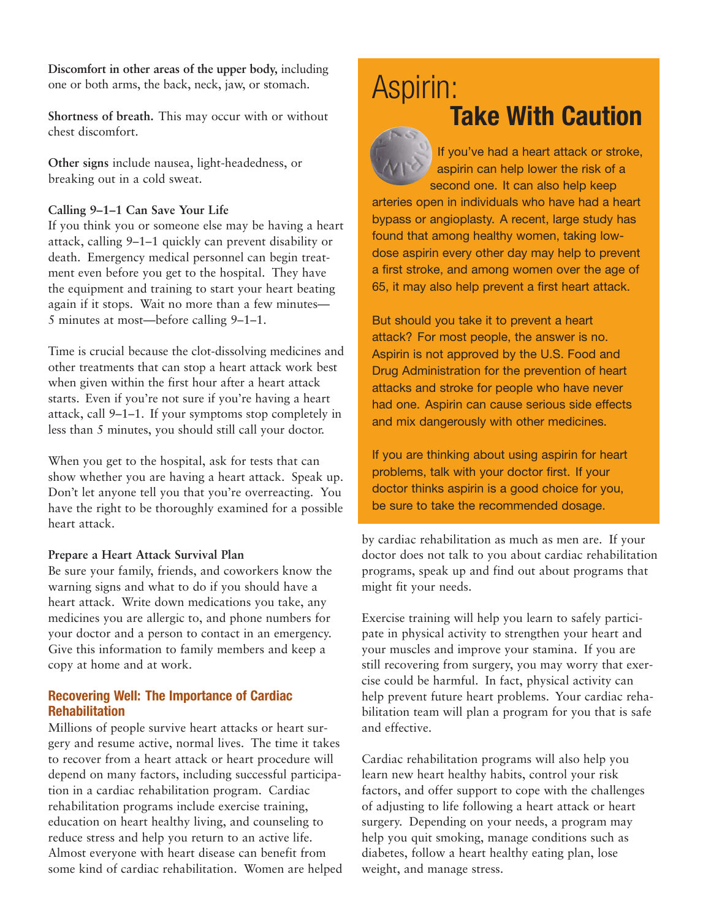**Discomfort in other areas of the upper body,** including one or both arms, the back, neck, jaw, or stomach.

**Shortness of breath.** This may occur with or without chest discomfort.

**Other signs** include nausea, light-headedness, or breaking out in a cold sweat.

**Calling 9–1–1 Can Save Your Life**

If you think you or someone else may be having a heart attack, calling 9–1–1 quickly can prevent disability or death. Emergency medical personnel can begin treatment even before you get to the hospital. They have the equipment and training to start your heart beating again if it stops. Wait no more than a few minutes—5 minutes at most—before calling 9–1–1.

Time is crucial because the clot-dissolving medicines and other treatments that can stop a heart attack work best when given within the first hour after a heart attack starts. Even if you're not sure if you're having a heart attack, call 9–1–1. If your symptoms stop completely in less than 5 minutes, you should still call your doctor.

When you get to the hospital, ask for tests that can show whether you are having a heart attack. Speak up. Don't let anyone tell you that you're overreacting. You have the right to be thoroughly examined for a possible heart attack.

**Prepare a Heart Attack Survival Plan**

Be sure your family, friends, and coworkers know the warning signs and what to do if you should have a heart attack. Write down medications you take, any medicines you are allergic to, and phone numbers for your doctor and a person to contact in an emergency. Give this information to family members and keep a copy at home and at work.

## Recovering Well: The Importance of Cardiac Rehabilitation

Millions of people survive heart attacks or heart surgery and resume active, normal lives. The time it takes to recover from a heart attack or heart procedure will depend on many factors, including successful participation in a cardiac rehabilitation program. Cardiac rehabilitation programs include exercise training, education on heart healthy living, and counseling to reduce stress and help you return to an active life. Almost everyone with heart disease can benefit from some kind of cardiac rehabilitation. Women are helped by cardiac rehabilitation as much as men are. If your doctor does not talk to you about cardiac rehabilitation programs, speak up and find out about programs that might fit your needs.

Exercise training will help you learn to safely participate in physical activity to strengthen your heart and your muscles and improve your stamina. If you are still recovering from surgery, you may worry that exercise could be harmful. In fact, physical activity can help prevent future heart problems. Your cardiac rehabilitation team will plan a program for you that is safe and effective.

Cardiac rehabilitation programs will also help you learn new heart healthy habits, control your risk factors, and offer support to cope with the challenges of adjusting to life following a heart attack or heart surgery. Depending on your needs, a program may help you quit smoking, manage conditions such as diabetes, follow a heart healthy eating plan, lose weight, and manage stress.

## Aspirin: Take With Caution

If you've had a heart attack or stroke, aspirin can help lower the risk of a second one. It can also help keep arteries open in individuals who have had a heart bypass or angioplasty. A recent, large study has found that among healthy women, taking low-dose aspirin every other day may help to prevent a first stroke, and among women over the age of 65, it may also help prevent a first heart attack.

But should you take it to prevent a heart attack? For most people, the answer is no. Aspirin is not approved by the U.S. Food and Drug Administration for the prevention of heart attacks and stroke for people who have never had one. Aspirin can cause serious side effects and mix dangerously with other medicines.

If you are thinking about using aspirin for heart problems, talk with your doctor first. If your doctor thinks aspirin is a good choice for you, be sure to take the recommended dosage.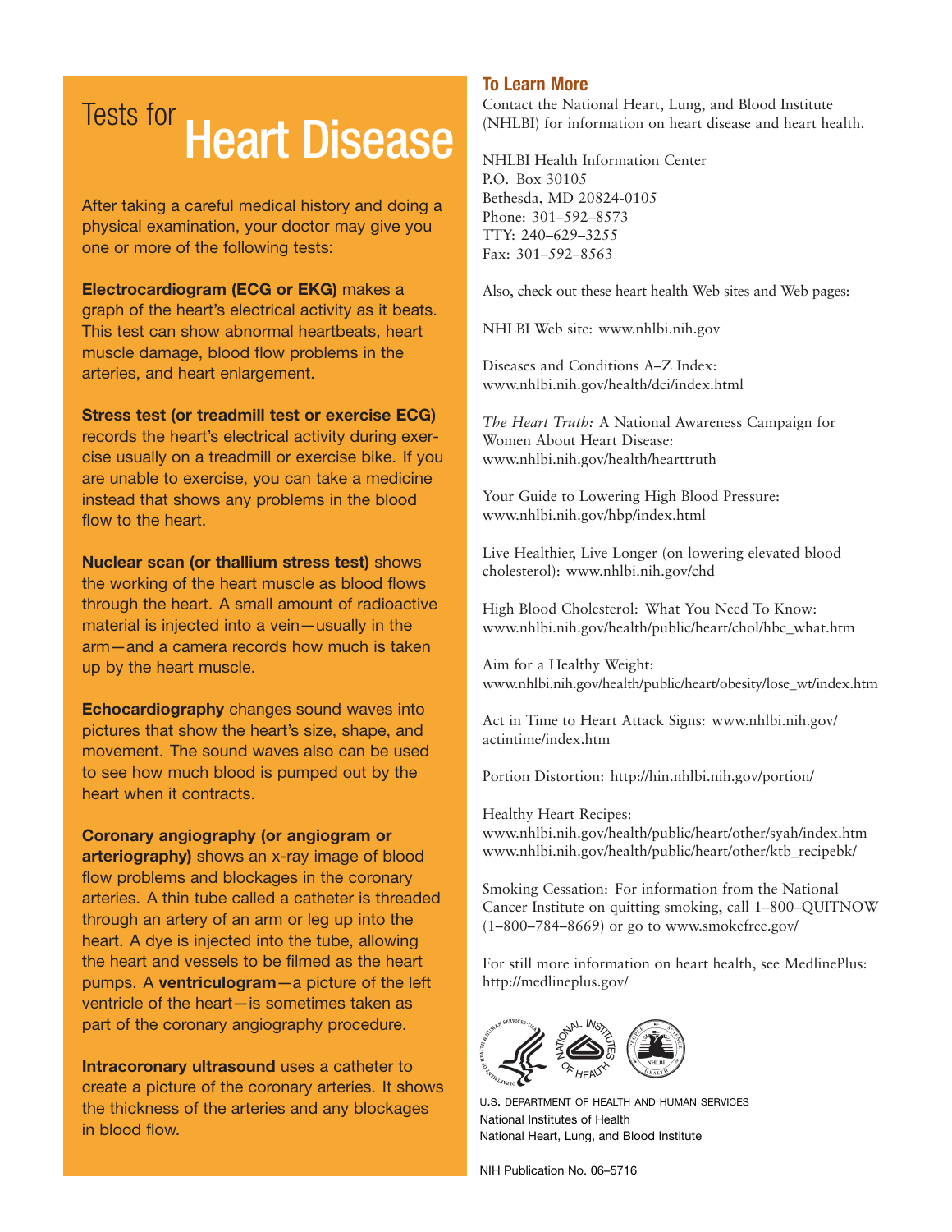# Tests for Heart Disease

After taking a careful medical history and doing a physical examination, your doctor may give you one or more of the following tests:

**Electrocardiogram (ECG or EKG)** makes a graph of the heart's electrical activity as it beats. This test can show abnormal heartbeats, heart muscle damage, blood flow problems in the arteries, and heart enlargement.

**Stress test (or treadmill test or exercise ECG)** records the heart's electrical activity during exercise usually on a treadmill or exercise bike. If you are unable to exercise, you can take a medicine instead that shows any problems in the blood flow to the heart.

**Nuclear scan (or thallium stress test)** shows the working of the heart muscle as blood flows through the heart. A small amount of radioactive material is injected into a vein—usually in the arm—and a camera records how much is taken up by the heart muscle.

**Echocardiography** changes sound waves into pictures that show the heart's size, shape, and movement. The sound waves also can be used to see how much blood is pumped out by the heart when it contracts.

**Coronary angiography (or angiogram or arteriography)** shows an x-ray image of blood flow problems and blockages in the coronary arteries. A thin tube called a catheter is threaded through an artery of an arm or leg up into the heart. A dye is injected into the tube, allowing the heart and vessels to be filmed as the heart pumps. A **ventriculogram**—a picture of the left ventricle of the heart—is sometimes taken as part of the coronary angiography procedure.

**Intracoronary ultrasound** uses a catheter to create a picture of the coronary arteries. It shows the thickness of the arteries and any blockages in blood flow.

## To Learn More

Contact the National Heart, Lung, and Blood Institute (NHLBI) for information on heart disease and heart health.

NHLBI Health Information Center
P.O. Box 30105
Bethesda, MD 20824-0105
Phone: 301–592–8573
TTY: 240–629–3255
Fax: 301–592–8563

Also, check out these heart health Web sites and Web pages:

NHLBI Web site: www.nhlbi.nih.gov

Diseases and Conditions A–Z Index:
www.nhlbi.nih.gov/health/dci/index.html

*The Heart Truth:* A National Awareness Campaign for Women About Heart Disease:
www.nhlbi.nih.gov/health/hearttruth

Your Guide to Lowering High Blood Pressure:
www.nhlbi.nih.gov/hbp/index.html

Live Healthier, Live Longer (on lowering elevated blood cholesterol): www.nhlbi.nih.gov/chd

High Blood Cholesterol: What You Need To Know:
www.nhlbi.nih.gov/health/public/heart/chol/hbc_what.htm

Aim for a Healthy Weight:
www.nhlbi.nih.gov/health/public/heart/obesity/lose_wt/index.htm

Act in Time to Heart Attack Signs: www.nhlbi.nih.gov/actintime/index.htm

Portion Distortion: http://hin.nhlbi.nih.gov/portion/

Healthy Heart Recipes:
www.nhlbi.nih.gov/health/public/heart/other/syah/index.htm
www.nhlbi.nih.gov/health/public/heart/other/ktb_recipebk/

Smoking Cessation: For information from the National Cancer Institute on quitting smoking, call 1–800–QUITNOW (1–800–784–8669) or go to www.smokefree.gov/

For still more information on heart health, see MedlinePlus:
http://medlineplus.gov/

U.S. DEPARTMENT OF HEALTH AND HUMAN SERVICES
National Institutes of Health
National Heart, Lung, and Blood Institute

NIH Publication No. 06–5716